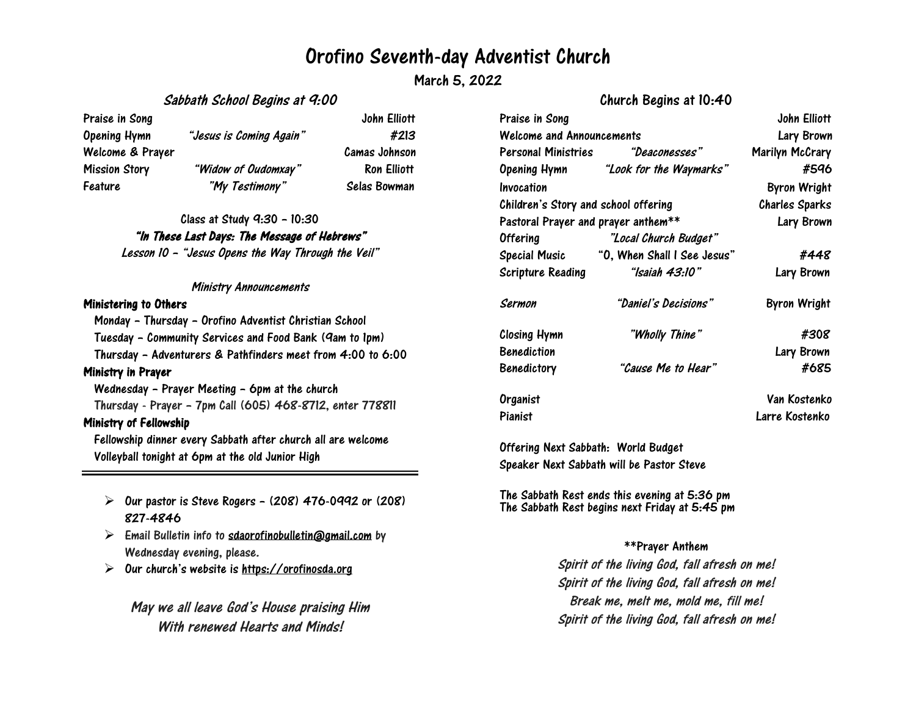# Orofino Seventh-day Adventist Church

## March 5, 2022

### *Sabbath School Begins at 9:00*

| | | |
|---|---|---|
| Praise in Song | | John Elliott |
| Opening Hymn | *"Jesus is Coming Again"* | #213 |
| Welcome & Prayer | | Camas Johnson |
| Mission Story | *"Widow of Oudomxay"* | Ron Elliott |
| Feature | *"My Testimony"* | Selas Bowman |

Class at Study 9:30 – 10:30

***"In These Last Days: The Message of Hebrews"***

*Lesson 10 – "Jesus Opens the Way Through the Veil"*

*Ministry Announcements*

**Ministering to Others**

Monday – Thursday – Orofino Adventist Christian School
Tuesday – Community Services and Food Bank (9am to 1pm)
Thursday – Adventurers & Pathfinders meet from 4:00 to 6:00

**Ministry in Prayer**

Wednesday – Prayer Meeting – 6pm at the church
Thursday - Prayer – 7pm Call (605) 468-8712, enter 778811

**Ministry of Fellowship**

Fellowship dinner every Sabbath after church all are welcome
Volleyball tonight at 6pm at the old Junior High

---

- Our pastor is Steve Rogers – (208) 476-0992 or (208) 827-4846
- Email Bulletin info to sdaorofinobulletin@gmail.com by Wednesday evening, please.
- Our church's website is https://orofinosda.org

*May we all leave God's House praising Him*
*With renewed Hearts and Minds!*

### Church Begins at 10:40

| | | |
|---|---|---|
| Praise in Song | | John Elliott |
| Welcome and Announcements | | Lary Brown |
| Personal Ministries | *"Deaconesses"* | Marilyn McCrary |
| Opening Hymn | *"Look for the Waymarks"* | #596 |
| Invocation | | Byron Wright |
| Children's Story and school offering | | Charles Sparks |
| Pastoral Prayer and prayer anthem** | | Lary Brown |
| Offering | *"Local Church Budget"* | |
| Special Music | "O, When Shall I See Jesus" | #448 |
| Scripture Reading | *"Isaiah 43:10"* | Lary Brown |
| *Sermon* | *"Daniel's Decisions"* | Byron Wright |
| Closing Hymn | *"Wholly Thine"* | #308 |
| Benediction | | Lary Brown |
| Benedictory | *"Cause Me to Hear"* | #685 |
| Organist | | Van Kostenko |
| Pianist | | Larre Kostenko |

Offering Next Sabbath: World Budget
Speaker Next Sabbath will be Pastor Steve

The Sabbath Rest ends this evening at 5:36 pm
The Sabbath Rest begins next Friday at 5:45 pm

**Prayer Anthem

*Spirit of the living God, fall afresh on me!*
*Spirit of the living God, fall afresh on me!*
*Break me, melt me, mold me, fill me!*
*Spirit of the living God, fall afresh on me!*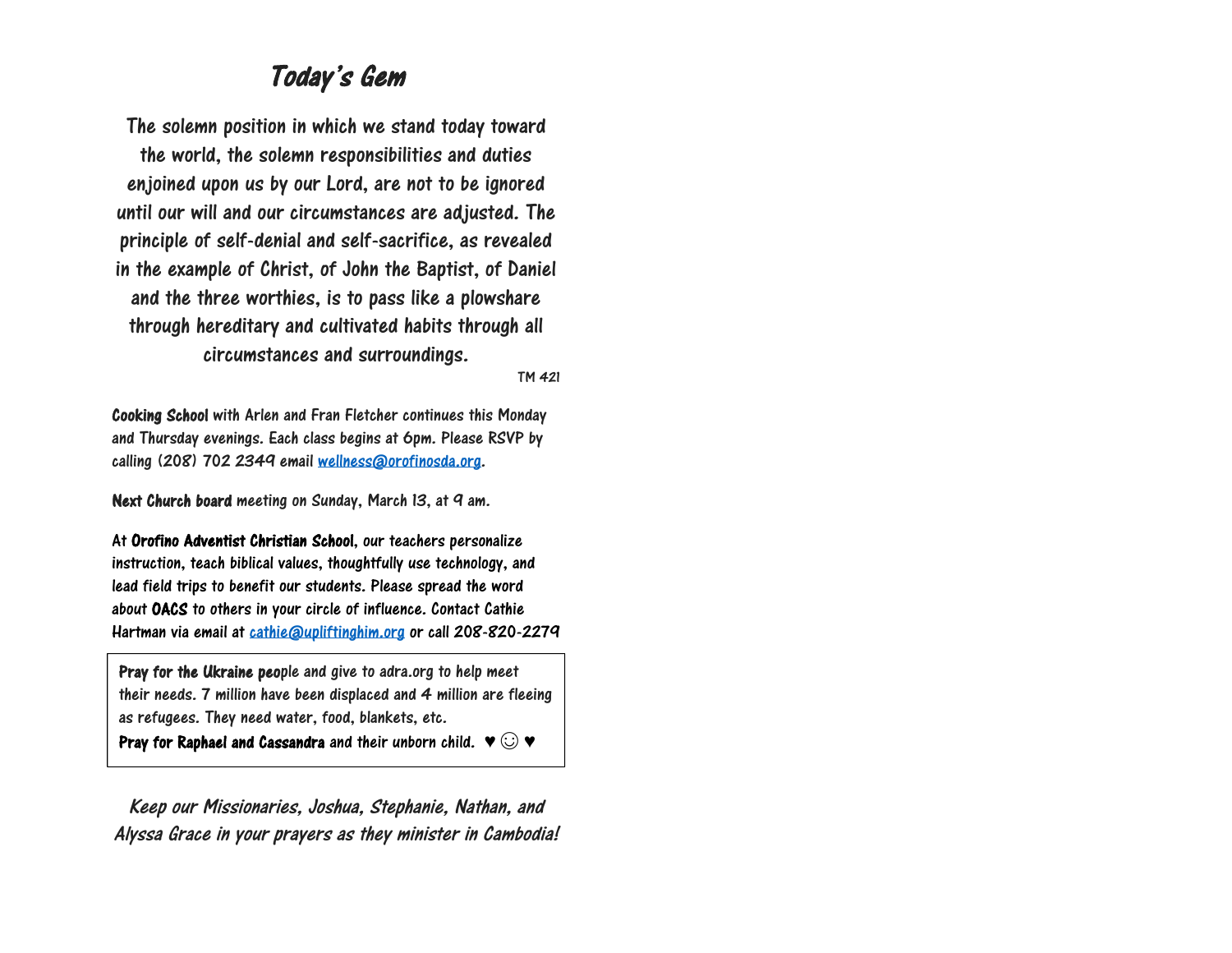# *Today's Gem*

The solemn position in which we stand today toward the world, the solemn responsibilities and duties enjoined upon us by our Lord, are not to be ignored until our will and our circumstances are adjusted. The principle of self-denial and self-sacrifice, as revealed in the example of Christ, of John the Baptist, of Daniel and the three worthies, is to pass like a plowshare through hereditary and cultivated habits through all circumstances and surroundings.

TM 421

**Cooking School** with Arlen and Fran Fletcher continues this Monday and Thursday evenings. Each class begins at 6pm. Please RSVP by calling (208) 702 2349 email wellness@orofinosda.org.

**Next Church board** meeting on Sunday, March 13, at 9 am.

At **Orofino Adventist Christian School**, our teachers personalize instruction, teach biblical values, thoughtfully use technology, and lead field trips to benefit our students. Please spread the word about **OACS** to others in your circle of influence. Contact Cathie Hartman via email at cathie@upliftinghim.org or call 208-820-2279

**Pray for the Ukraine peo**ple and give to adra.org to help meet their needs. 7 million have been displaced and 4 million are fleeing as refugees. They need water, food, blankets, etc.
**Pray for Raphael and Cassandra** and their unborn child. ♥☺♥

*Keep our Missionaries, Joshua, Stephanie, Nathan, and Alyssa Grace in your prayers as they minister in Cambodia!*